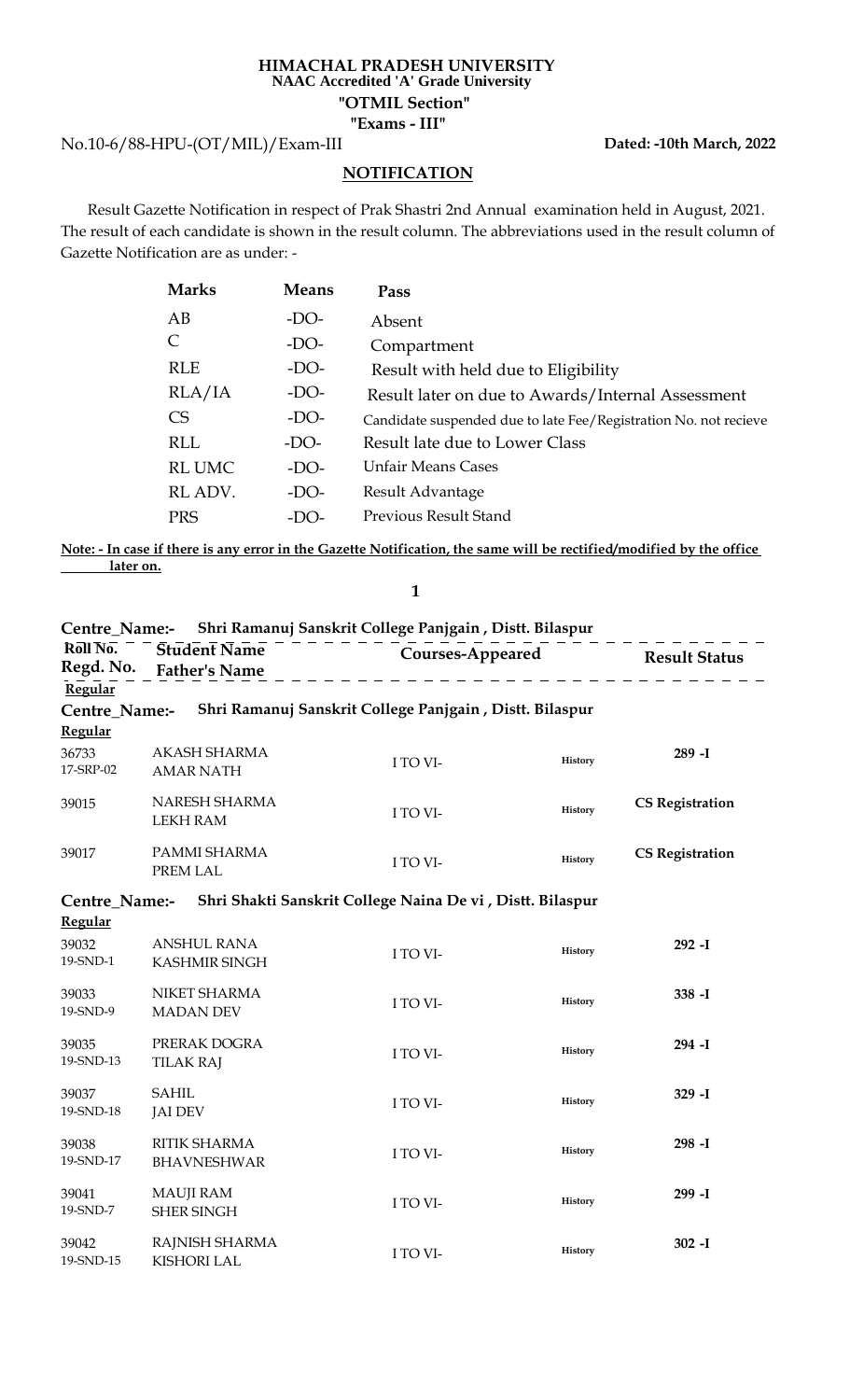**HIMACHAL PRADESH UNIVERSITY**
**NAAC Accredited 'A' Grade University**

**"OTMIL Section"**

**"Exams - III"**

No.10-6/88-HPU-(OT/MIL)/Exam-III **Dated: -10th March, 2022**

## NOTIFICATION

Result Gazette Notification in respect of Prak Shastri 2nd Annual examination held in August, 2021. The result of each candidate is shown in the result column. The abbreviations used in the result column of Gazette Notification are as under: -

| Marks | Means | Pass |
|---|---|---|
| AB | -DO- | Absent |
| C | -DO- | Compartment |
| RLE | -DO- | Result with held due to Eligibility |
| RLA/IA | -DO- | Result later on due to Awards/Internal Assessment |
| CS | -DO- | Candidate suspended due to late Fee/Registration No. not recieve |
| RLL | -DO- | Result late due to Lower Class |
| RL UMC | -DO- | Unfair Means Cases |
| RL ADV. | -DO- | Result Advantage |
| PRS | -DO- | Previous Result Stand |

**Note: - In case if there is any error in the Gazette Notification, the same will be rectified/modified by the office later on.**

**Centre_Name:- Shri Ramanuj Sanskrit College Panjgain , Distt. Bilaspur**

**Regular**

**Centre_Name:- Shri Ramanuj Sanskrit College Panjgain , Distt. Bilaspur**

**Regular**

| Roll No. / Regd. No. | Student Name / Father's Name | Courses-Appeared | | Result Status |
|---|---|---|---|---|
| 36733<br>17-SRP-02 | AKASH SHARMA<br>AMAR NATH | I TO VI- | History | 289 -I |
| 39015 | NARESH SHARMA<br>LEKH RAM | I TO VI- | History | CS Registration |
| 39017 | PAMMI SHARMA<br>PREM LAL | I TO VI- | History | CS Registration |

**Centre_Name:- Shri Shakti Sanskrit College Naina De vi , Distt. Bilaspur**

**Regular**

| Roll No. / Regd. No. | Student Name / Father's Name | Courses-Appeared | | Result Status |
|---|---|---|---|---|
| 39032<br>19-SND-1 | ANSHUL RANA<br>KASHMIR SINGH | I TO VI- | History | 292 -I |
| 39033<br>19-SND-9 | NIKET SHARMA<br>MADAN DEV | I TO VI- | History | 338 -I |
| 39035<br>19-SND-13 | PRERAK DOGRA<br>TILAK RAJ | I TO VI- | History | 294 -I |
| 39037<br>19-SND-18 | SAHIL<br>JAI DEV | I TO VI- | History | 329 -I |
| 39038<br>19-SND-17 | RITIK SHARMA<br>BHAVNESHWAR | I TO VI- | History | 298 -I |
| 39041<br>19-SND-7 | MAUJI RAM<br>SHER SINGH | I TO VI- | History | 299 -I |
| 39042<br>19-SND-15 | RAJNISH SHARMA<br>KISHORI LAL | I TO VI- | History | 302 -I |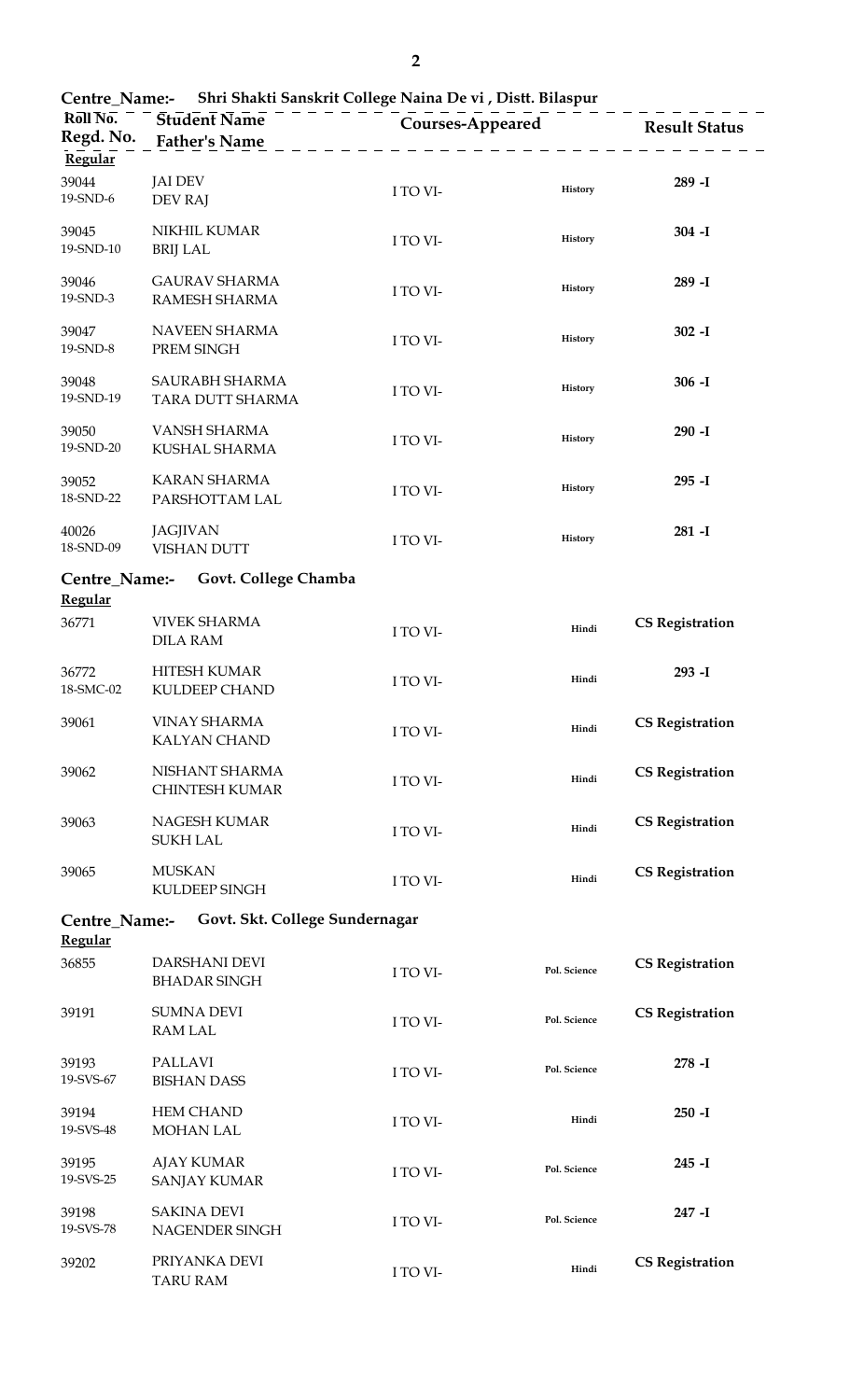**Centre_Name:- Shri Shakti Sanskrit College Naina De vi , Distt. Bilaspur**

| Roll No. / Regd. No. | Student Name / Father's Name | Courses-Appeared | | Result Status |
|---|---|---|---|---|
| **Regular** | | | | |
| 39044 / 19-SND-6 | JAI DEV / DEV RAJ | I TO VI- | History | 289 -I |
| 39045 / 19-SND-10 | NIKHIL KUMAR / BRIJ LAL | I TO VI- | History | 304 -I |
| 39046 / 19-SND-3 | GAURAV SHARMA / RAMESH SHARMA | I TO VI- | History | 289 -I |
| 39047 / 19-SND-8 | NAVEEN SHARMA / PREM SINGH | I TO VI- | History | 302 -I |
| 39048 / 19-SND-19 | SAURABH SHARMA / TARA DUTT SHARMA | I TO VI- | History | 306 -I |
| 39050 / 19-SND-20 | VANSH SHARMA / KUSHAL SHARMA | I TO VI- | History | 290 -I |
| 39052 / 18-SND-22 | KARAN SHARMA / PARSHOTTAM LAL | I TO VI- | History | 295 -I |
| 40026 / 18-SND-09 | JAGJIVAN / VISHAN DUTT | I TO VI- | History | 281 -I |

**Centre_Name:- Govt. College Chamba**

| Roll No. / Regd. No. | Student Name / Father's Name | Courses-Appeared | | Result Status |
|---|---|---|---|---|
| **Regular** | | | | |
| 36771 | VIVEK SHARMA / DILA RAM | I TO VI- | Hindi | CS Registration |
| 36772 / 18-SMC-02 | HITESH KUMAR / KULDEEP CHAND | I TO VI- | Hindi | 293 -I |
| 39061 | VINAY SHARMA / KALYAN CHAND | I TO VI- | Hindi | CS Registration |
| 39062 | NISHANT SHARMA / CHINTESH KUMAR | I TO VI- | Hindi | CS Registration |
| 39063 | NAGESH KUMAR / SUKH LAL | I TO VI- | Hindi | CS Registration |
| 39065 | MUSKAN / KULDEEP SINGH | I TO VI- | Hindi | CS Registration |

**Centre_Name:- Govt. Skt. College Sundernagar**

| Roll No. / Regd. No. | Student Name / Father's Name | Courses-Appeared | | Result Status |
|---|---|---|---|---|
| **Regular** | | | | |
| 36855 | DARSHANI DEVI / BHADAR SINGH | I TO VI- | Pol. Science | CS Registration |
| 39191 | SUMNA DEVI / RAM LAL | I TO VI- | Pol. Science | CS Registration |
| 39193 / 19-SVS-67 | PALLAVI / BISHAN DASS | I TO VI- | Pol. Science | 278 -I |
| 39194 / 19-SVS-48 | HEM CHAND / MOHAN LAL | I TO VI- | Hindi | 250 -I |
| 39195 / 19-SVS-25 | AJAY KUMAR / SANJAY KUMAR | I TO VI- | Pol. Science | 245 -I |
| 39198 / 19-SVS-78 | SAKINA DEVI / NAGENDER SINGH | I TO VI- | Pol. Science | 247 -I |
| 39202 | PRIYANKA DEVI / TARU RAM | I TO VI- | Hindi | CS Registration |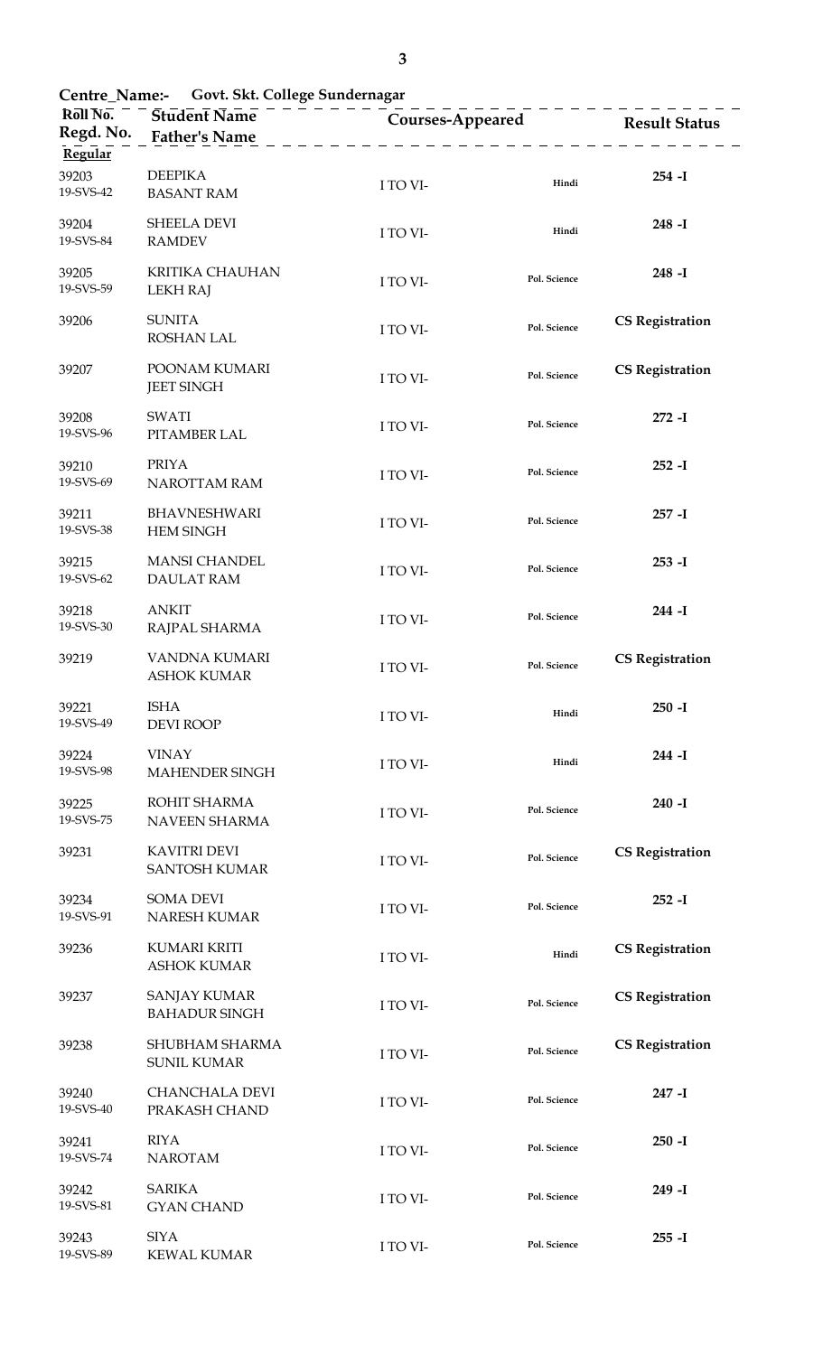**Centre_Name:- Govt. Skt. College Sundernagar**

| Roll No. / Regd. No. | Student Name / Father's Name | Courses-Appeared | | Result Status |
|---|---|---|---|---|
| **Regular** | | | | |
| 39203 / 19-SVS-42 | DEEPIKA / BASANT RAM | I TO VI- | Hindi | **254 -I** |
| 39204 / 19-SVS-84 | SHEELA DEVI / RAMDEV | I TO VI- | Hindi | **248 -I** |
| 39205 / 19-SVS-59 | KRITIKA CHAUHAN / LEKH RAJ | I TO VI- | Pol. Science | **248 -I** |
| 39206 | SUNITA / ROSHAN LAL | I TO VI- | Pol. Science | **CS Registration** |
| 39207 | POONAM KUMARI / JEET SINGH | I TO VI- | Pol. Science | **CS Registration** |
| 39208 / 19-SVS-96 | SWATI / PITAMBER LAL | I TO VI- | Pol. Science | **272 -I** |
| 39210 / 19-SVS-69 | PRIYA / NAROTTAM RAM | I TO VI- | Pol. Science | **252 -I** |
| 39211 / 19-SVS-38 | BHAVNESHWARI / HEM SINGH | I TO VI- | Pol. Science | **257 -I** |
| 39215 / 19-SVS-62 | MANSI CHANDEL / DAULAT RAM | I TO VI- | Pol. Science | **253 -I** |
| 39218 / 19-SVS-30 | ANKIT / RAJPAL SHARMA | I TO VI- | Pol. Science | **244 -I** |
| 39219 | VANDNA KUMARI / ASHOK KUMAR | I TO VI- | Pol. Science | **CS Registration** |
| 39221 / 19-SVS-49 | ISHA / DEVI ROOP | I TO VI- | Hindi | **250 -I** |
| 39224 / 19-SVS-98 | VINAY / MAHENDER SINGH | I TO VI- | Hindi | **244 -I** |
| 39225 / 19-SVS-75 | ROHIT SHARMA / NAVEEN SHARMA | I TO VI- | Pol. Science | **240 -I** |
| 39231 | KAVITRI DEVI / SANTOSH KUMAR | I TO VI- | Pol. Science | **CS Registration** |
| 39234 / 19-SVS-91 | SOMA DEVI / NARESH KUMAR | I TO VI- | Pol. Science | **252 -I** |
| 39236 | KUMARI KRITI / ASHOK KUMAR | I TO VI- | Hindi | **CS Registration** |
| 39237 | SANJAY KUMAR / BAHADUR SINGH | I TO VI- | Pol. Science | **CS Registration** |
| 39238 | SHUBHAM SHARMA / SUNIL KUMAR | I TO VI- | Pol. Science | **CS Registration** |
| 39240 / 19-SVS-40 | CHANCHALA DEVI / PRAKASH CHAND | I TO VI- | Pol. Science | **247 -I** |
| 39241 / 19-SVS-74 | RIYA / NAROTAM | I TO VI- | Pol. Science | **250 -I** |
| 39242 / 19-SVS-81 | SARIKA / GYAN CHAND | I TO VI- | Pol. Science | **249 -I** |
| 39243 / 19-SVS-89 | SIYA / KEWAL KUMAR | I TO VI- | Pol. Science | **255 -I** |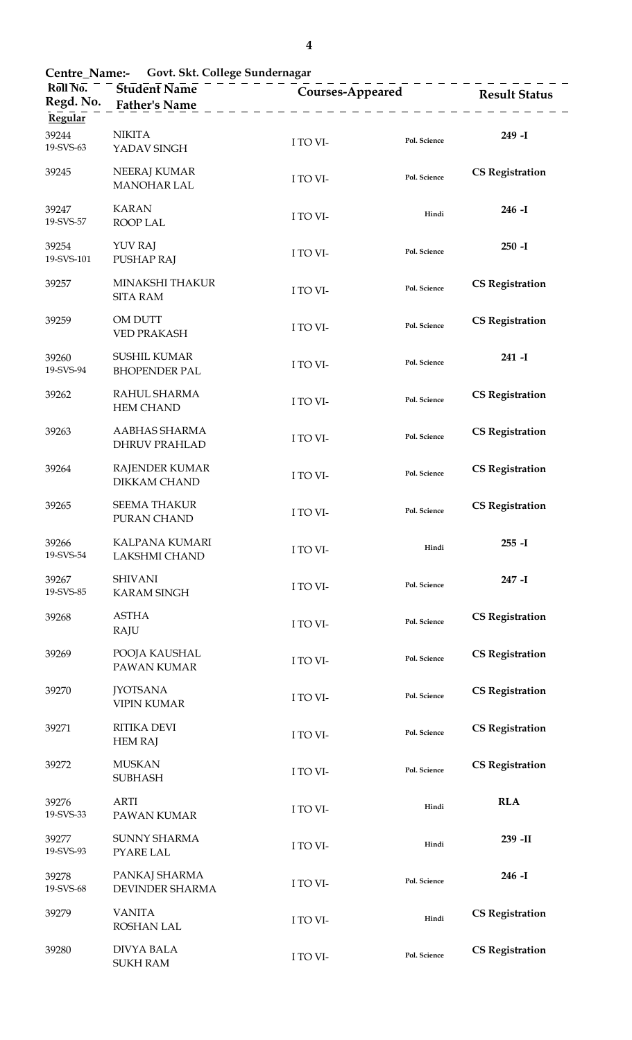**Centre_Name:- Govt. Skt. College Sundernagar**

| Roll No. / Regd. No. | Student Name / Father's Name | Courses-Appeared | | Result Status |
| --- | --- | --- | --- | --- |
| **Regular** | | | | |
| 39244 19-SVS-63 | NIKITA YADAV SINGH | I TO VI- | Pol. Science | **249 -I** |
| 39245 | NEERAJ KUMAR MANOHAR LAL | I TO VI- | Pol. Science | **CS Registration** |
| 39247 19-SVS-57 | KARAN ROOP LAL | I TO VI- | Hindi | **246 -I** |
| 39254 19-SVS-101 | YUV RAJ PUSHAP RAJ | I TO VI- | Pol. Science | **250 -I** |
| 39257 | MINAKSHI THAKUR SITA RAM | I TO VI- | Pol. Science | **CS Registration** |
| 39259 | OM DUTT VED PRAKASH | I TO VI- | Pol. Science | **CS Registration** |
| 39260 19-SVS-94 | SUSHIL KUMAR BHOPENDER PAL | I TO VI- | Pol. Science | **241 -I** |
| 39262 | RAHUL SHARMA HEM CHAND | I TO VI- | Pol. Science | **CS Registration** |
| 39263 | AABHAS SHARMA DHRUV PRAHLAD | I TO VI- | Pol. Science | **CS Registration** |
| 39264 | RAJENDER KUMAR DIKKAM CHAND | I TO VI- | Pol. Science | **CS Registration** |
| 39265 | SEEMA THAKUR PURAN CHAND | I TO VI- | Pol. Science | **CS Registration** |
| 39266 19-SVS-54 | KALPANA KUMARI LAKSHMI CHAND | I TO VI- | Hindi | **255 -I** |
| 39267 19-SVS-85 | SHIVANI KARAM SINGH | I TO VI- | Pol. Science | **247 -I** |
| 39268 | ASTHA RAJU | I TO VI- | Pol. Science | **CS Registration** |
| 39269 | POOJA KAUSHAL PAWAN KUMAR | I TO VI- | Pol. Science | **CS Registration** |
| 39270 | JYOTSANA VIPIN KUMAR | I TO VI- | Pol. Science | **CS Registration** |
| 39271 | RITIKA DEVI HEM RAJ | I TO VI- | Pol. Science | **CS Registration** |
| 39272 | MUSKAN SUBHASH | I TO VI- | Pol. Science | **CS Registration** |
| 39276 19-SVS-33 | ARTI PAWAN KUMAR | I TO VI- | Hindi | **RLA** |
| 39277 19-SVS-93 | SUNNY SHARMA PYARE LAL | I TO VI- | Hindi | **239 -II** |
| 39278 19-SVS-68 | PANKAJ SHARMA DEVINDER SHARMA | I TO VI- | Pol. Science | **246 -I** |
| 39279 | VANITA ROSHAN LAL | I TO VI- | Hindi | **CS Registration** |
| 39280 | DIVYA BALA SUKH RAM | I TO VI- | Pol. Science | **CS Registration** |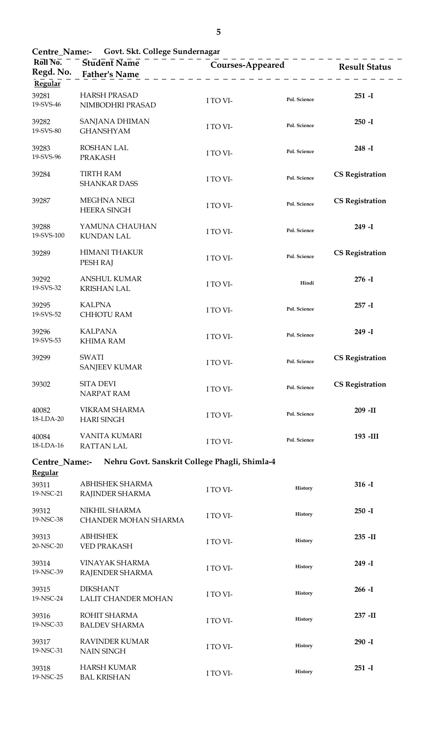**Centre_Name:- Govt. Skt. College Sundernagar**

| Roll No. / Regd. No. | Student Name / Father's Name | Courses-Appeared | | Result Status |
|---|---|---|---|---|
| **Regular** | | | | |
| 39281 / 19-SVS-46 | HARSH PRASAD / NIMBODHRI PRASAD | I TO VI- | Pol. Science | **251 -I** |
| 39282 / 19-SVS-80 | SANJANA DHIMAN / GHANSHYAM | I TO VI- | Pol. Science | **250 -I** |
| 39283 / 19-SVS-96 | ROSHAN LAL / PRAKASH | I TO VI- | Pol. Science | **248 -I** |
| 39284 | TIRTH RAM / SHANKAR DASS | I TO VI- | Pol. Science | **CS Registration** |
| 39287 | MEGHNA NEGI / HEERA SINGH | I TO VI- | Pol. Science | **CS Registration** |
| 39288 / 19-SVS-100 | YAMUNA CHAUHAN / KUNDAN LAL | I TO VI- | Pol. Science | **249 -I** |
| 39289 | HIMANI THAKUR / PESH RAJ | I TO VI- | Pol. Science | **CS Registration** |
| 39292 / 19-SVS-32 | ANSHUL KUMAR / KRISHAN LAL | I TO VI- | Hindi | **276 -I** |
| 39295 / 19-SVS-52 | KALPNA / CHHOTU RAM | I TO VI- | Pol. Science | **257 -I** |
| 39296 / 19-SVS-53 | KALPANA / KHIMA RAM | I TO VI- | Pol. Science | **249 -I** |
| 39299 | SWATI / SANJEEV KUMAR | I TO VI- | Pol. Science | **CS Registration** |
| 39302 | SITA DEVI / NARPAT RAM | I TO VI- | Pol. Science | **CS Registration** |
| 40082 / 18-LDA-20 | VIKRAM SHARMA / HARI SINGH | I TO VI- | Pol. Science | **209 -II** |
| 40084 / 18-LDA-16 | VANITA KUMARI / RATTAN LAL | I TO VI- | Pol. Science | **193 -III** |

**Centre_Name:- Nehru Govt. Sanskrit College Phagli, Shimla-4**

| Roll No. / Regd. No. | Student Name / Father's Name | Courses-Appeared | | Result Status |
|---|---|---|---|---|
| **Regular** | | | | |
| 39311 / 19-NSC-21 | ABHISHEK SHARMA / RAJINDER SHARMA | I TO VI- | History | **316 -I** |
| 39312 / 19-NSC-38 | NIKHIL SHARMA / CHANDER MOHAN SHARMA | I TO VI- | History | **250 -I** |
| 39313 / 20-NSC-20 | ABHISHEK / VED PRAKASH | I TO VI- | History | **235 -II** |
| 39314 / 19-NSC-39 | VINAYAK SHARMA / RAJENDER SHARMA | I TO VI- | History | **249 -I** |
| 39315 / 19-NSC-24 | DIKSHANT / LALIT CHANDER MOHAN | I TO VI- | History | **266 -I** |
| 39316 / 19-NSC-33 | ROHIT SHARMA / BALDEV SHARMA | I TO VI- | History | **237 -II** |
| 39317 / 19-NSC-31 | RAVINDER KUMAR / NAIN SINGH | I TO VI- | History | **290 -I** |
| 39318 / 19-NSC-25 | HARSH KUMAR / BAL KRISHAN | I TO VI- | History | **251 -I** |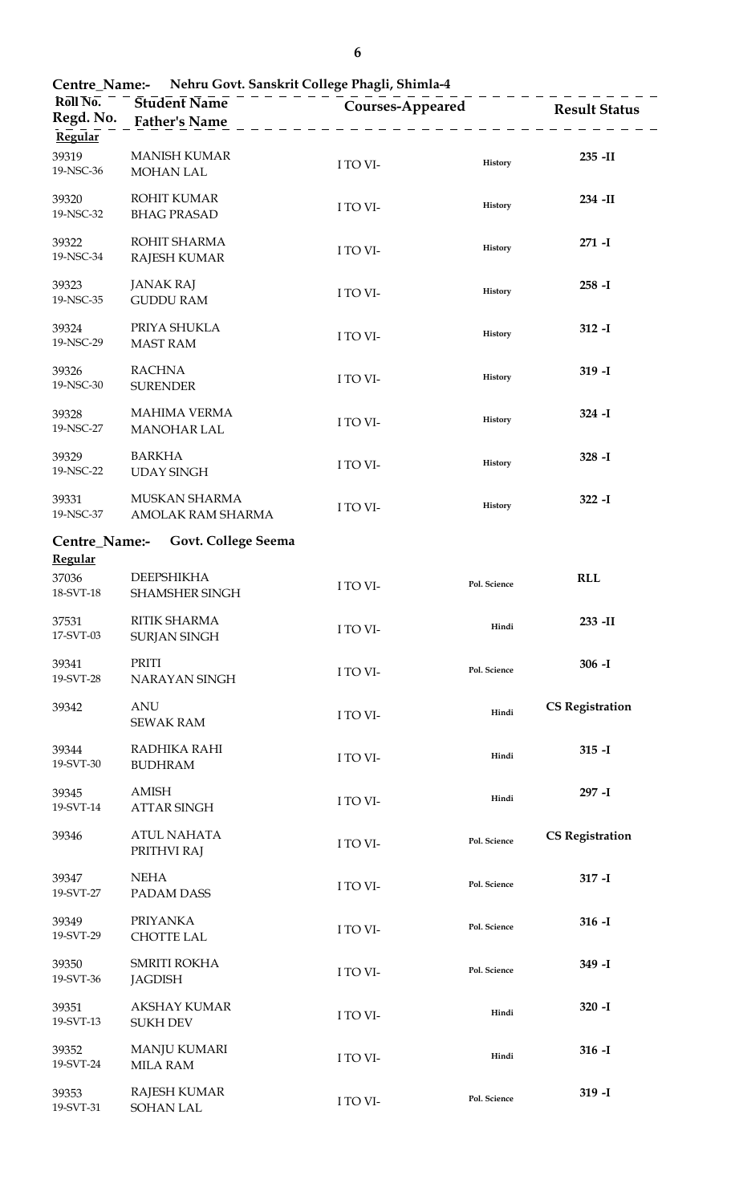**Centre_Name:- Nehru Govt. Sanskrit College Phagli, Shimla-4**

| Roll No. / Regd. No. | Student Name / Father's Name | Courses-Appeared | | Result Status |
|---|---|---|---|---|
| **Regular** | | | | |
| 39319 / 19-NSC-36 | MANISH KUMAR / MOHAN LAL | I TO VI- | History | 235 -II |
| 39320 / 19-NSC-32 | ROHIT KUMAR / BHAG PRASAD | I TO VI- | History | 234 -II |
| 39322 / 19-NSC-34 | ROHIT SHARMA / RAJESH KUMAR | I TO VI- | History | 271 -I |
| 39323 / 19-NSC-35 | JANAK RAJ / GUDDU RAM | I TO VI- | History | 258 -I |
| 39324 / 19-NSC-29 | PRIYA SHUKLA / MAST RAM | I TO VI- | History | 312 -I |
| 39326 / 19-NSC-30 | RACHNA / SURENDER | I TO VI- | History | 319 -I |
| 39328 / 19-NSC-27 | MAHIMA VERMA / MANOHAR LAL | I TO VI- | History | 324 -I |
| 39329 / 19-NSC-22 | BARKHA / UDAY SINGH | I TO VI- | History | 328 -I |
| 39331 / 19-NSC-37 | MUSKAN SHARMA / AMOLAK RAM SHARMA | I TO VI- | History | 322 -I |

**Centre_Name:- Govt. College Seema**

| Roll No. / Regd. No. | Student Name / Father's Name | Courses-Appeared | | Result Status |
|---|---|---|---|---|
| **Regular** | | | | |
| 37036 / 18-SVT-18 | DEEPSHIKHA / SHAMSHER SINGH | I TO VI- | Pol. Science | RLL |
| 37531 / 17-SVT-03 | RITIK SHARMA / SURJAN SINGH | I TO VI- | Hindi | 233 -II |
| 39341 / 19-SVT-28 | PRITI / NARAYAN SINGH | I TO VI- | Pol. Science | 306 -I |
| 39342 | ANU / SEWAK RAM | I TO VI- | Hindi | CS Registration |
| 39344 / 19-SVT-30 | RADHIKA RAHI / BUDHRAM | I TO VI- | Hindi | 315 -I |
| 39345 / 19-SVT-14 | AMISH / ATTAR SINGH | I TO VI- | Hindi | 297 -I |
| 39346 | ATUL NAHATA / PRITHVI RAJ | I TO VI- | Pol. Science | CS Registration |
| 39347 / 19-SVT-27 | NEHA / PADAM DASS | I TO VI- | Pol. Science | 317 -I |
| 39349 / 19-SVT-29 | PRIYANKA / CHOTTE LAL | I TO VI- | Pol. Science | 316 -I |
| 39350 / 19-SVT-36 | SMRITI ROKHA / JAGDISH | I TO VI- | Pol. Science | 349 -I |
| 39351 / 19-SVT-13 | AKSHAY KUMAR / SUKH DEV | I TO VI- | Hindi | 320 -I |
| 39352 / 19-SVT-24 | MANJU KUMARI / MILA RAM | I TO VI- | Hindi | 316 -I |
| 39353 / 19-SVT-31 | RAJESH KUMAR / SOHAN LAL | I TO VI- | Pol. Science | 319 -I |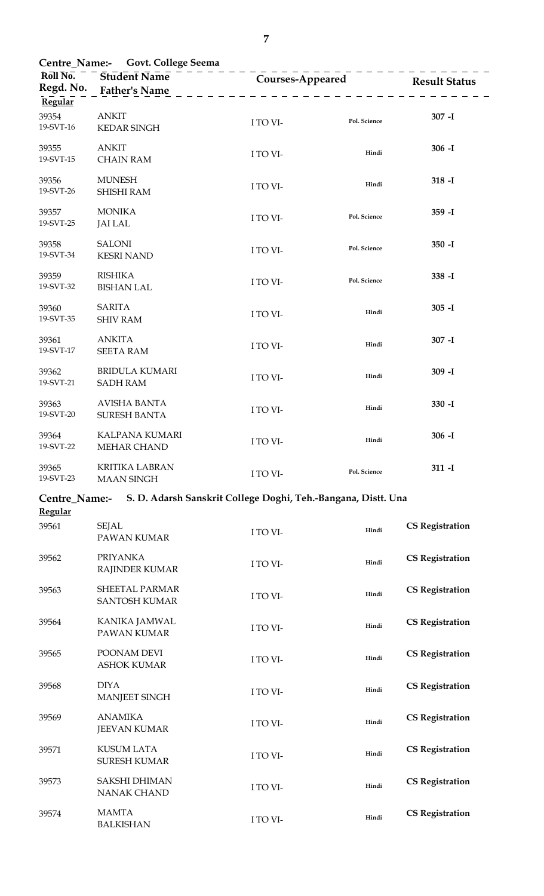**Centre_Name:- Govt. College Seema**

| Roll No. / Regd. No. | Student Name / Father's Name | Courses-Appeared | | Result Status |
|---|---|---|---|---|
| **Regular** | | | | |
| 39354 / 19-SVT-16 | ANKIT / KEDAR SINGH | I TO VI- | Pol. Science | **307 -I** |
| 39355 / 19-SVT-15 | ANKIT / CHAIN RAM | I TO VI- | Hindi | **306 -I** |
| 39356 / 19-SVT-26 | MUNESH / SHISHI RAM | I TO VI- | Hindi | **318 -I** |
| 39357 / 19-SVT-25 | MONIKA / JAI LAL | I TO VI- | Pol. Science | **359 -I** |
| 39358 / 19-SVT-34 | SALONI / KESRI NAND | I TO VI- | Pol. Science | **350 -I** |
| 39359 / 19-SVT-32 | RISHIKA / BISHAN LAL | I TO VI- | Pol. Science | **338 -I** |
| 39360 / 19-SVT-35 | SARITA / SHIV RAM | I TO VI- | Hindi | **305 -I** |
| 39361 / 19-SVT-17 | ANKITA / SEETA RAM | I TO VI- | Hindi | **307 -I** |
| 39362 / 19-SVT-21 | BRIDULA KUMARI / SADH RAM | I TO VI- | Hindi | **309 -I** |
| 39363 / 19-SVT-20 | AVISHA BANTA / SURESH BANTA | I TO VI- | Hindi | **330 -I** |
| 39364 / 19-SVT-22 | KALPANA KUMARI / MEHAR CHAND | I TO VI- | Hindi | **306 -I** |
| 39365 / 19-SVT-23 | KRITIKA LABRAN / MAAN SINGH | I TO VI- | Pol. Science | **311 -I** |

**Centre_Name:- S. D. Adarsh Sanskrit College Doghi, Teh.-Bangana, Distt. Una**

| Roll No. | Student Name / Father's Name | Courses-Appeared | | Result Status |
|---|---|---|---|---|
| **Regular** | | | | |
| 39561 | SEJAL / PAWAN KUMAR | I TO VI- | Hindi | **CS Registration** |
| 39562 | PRIYANKA / RAJINDER KUMAR | I TO VI- | Hindi | **CS Registration** |
| 39563 | SHEETAL PARMAR / SANTOSH KUMAR | I TO VI- | Hindi | **CS Registration** |
| 39564 | KANIKA JAMWAL / PAWAN KUMAR | I TO VI- | Hindi | **CS Registration** |
| 39565 | POONAM DEVI / ASHOK KUMAR | I TO VI- | Hindi | **CS Registration** |
| 39568 | DIYA / MANJEET SINGH | I TO VI- | Hindi | **CS Registration** |
| 39569 | ANAMIKA / JEEVAN KUMAR | I TO VI- | Hindi | **CS Registration** |
| 39571 | KUSUM LATA / SURESH KUMAR | I TO VI- | Hindi | **CS Registration** |
| 39573 | SAKSHI DHIMAN / NANAK CHAND | I TO VI- | Hindi | **CS Registration** |
| 39574 | MAMTA / BALKISHAN | I TO VI- | Hindi | **CS Registration** |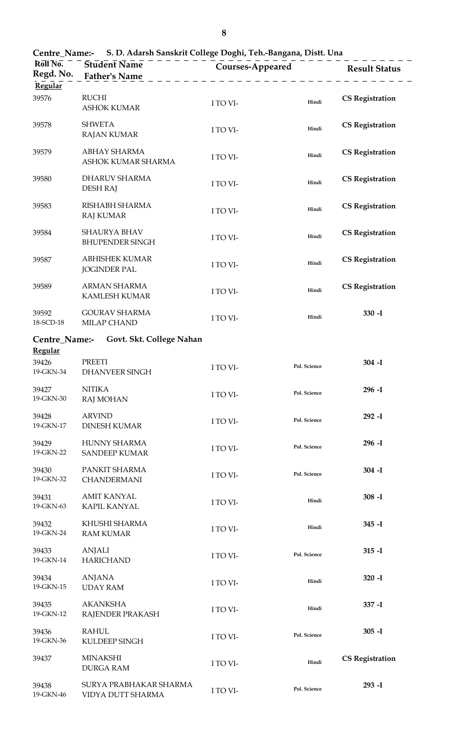**Centre_Name:- S. D. Adarsh Sanskrit College Doghi, Teh.-Bangana, Distt. Una**

| Roll No. / Regd. No. | Student Name / Father's Name | Courses-Appeared | | Result Status |
|---|---|---|---|---|
| **Regular** | | | | |
| 39576 | RUCHI / ASHOK KUMAR | I TO VI- | Hindi | **CS Registration** |
| 39578 | SHWETA / RAJAN KUMAR | I TO VI- | Hindi | **CS Registration** |
| 39579 | ABHAY SHARMA / ASHOK KUMAR SHARMA | I TO VI- | Hindi | **CS Registration** |
| 39580 | DHARUV SHARMA / DESH RAJ | I TO VI- | Hindi | **CS Registration** |
| 39583 | RISHABH SHARMA / RAJ KUMAR | I TO VI- | Hindi | **CS Registration** |
| 39584 | SHAURYA BHAV / BHUPENDER SINGH | I TO VI- | Hindi | **CS Registration** |
| 39587 | ABHISHEK KUMAR / JOGINDER PAL | I TO VI- | Hindi | **CS Registration** |
| 39589 | ARMAN SHARMA / KAMLESH KUMAR | I TO VI- | Hindi | **CS Registration** |
| 39592 / 18-SCD-18 | GOURAV SHARMA / MILAP CHAND | I TO VI- | Hindi | **330 -I** |

**Centre_Name:- Govt. Skt. College Nahan**

| Roll No. / Regd. No. | Student Name / Father's Name | Courses-Appeared | | Result Status |
|---|---|---|---|---|
| **Regular** | | | | |
| 39426 / 19-GKN-34 | PREETI / DHANVEER SINGH | I TO VI- | Pol. Science | **304 -I** |
| 39427 / 19-GKN-30 | NITIKA / RAJ MOHAN | I TO VI- | Pol. Science | **296 -I** |
| 39428 / 19-GKN-17 | ARVIND / DINESH KUMAR | I TO VI- | Pol. Science | **292 -I** |
| 39429 / 19-GKN-22 | HUNNY SHARMA / SANDEEP KUMAR | I TO VI- | Pol. Science | **296 -I** |
| 39430 / 19-GKN-32 | PANKIT SHARMA / CHANDERMANI | I TO VI- | Pol. Science | **304 -I** |
| 39431 / 19-GKN-63 | AMIT KANYAL / KAPIL KANYAL | I TO VI- | Hindi | **308 -I** |
| 39432 / 19-GKN-24 | KHUSHI SHARMA / RAM KUMAR | I TO VI- | Hindi | **345 -I** |
| 39433 / 19-GKN-14 | ANJALI / HARICHAND | I TO VI- | Pol. Science | **315 -I** |
| 39434 / 19-GKN-15 | ANJANA / UDAY RAM | I TO VI- | Hindi | **320 -I** |
| 39435 / 19-GKN-12 | AKANKSHA / RAJENDER PRAKASH | I TO VI- | Hindi | **337 -I** |
| 39436 / 19-GKN-36 | RAHUL / KULDEEP SINGH | I TO VI- | Pol. Science | **305 -I** |
| 39437 | MINAKSHI / DURGA RAM | I TO VI- | Hindi | **CS Registration** |
| 39438 / 19-GKN-46 | SURYA PRABHAKAR SHARMA / VIDYA DUTT SHARMA | I TO VI- | Pol. Science | **293 -I** |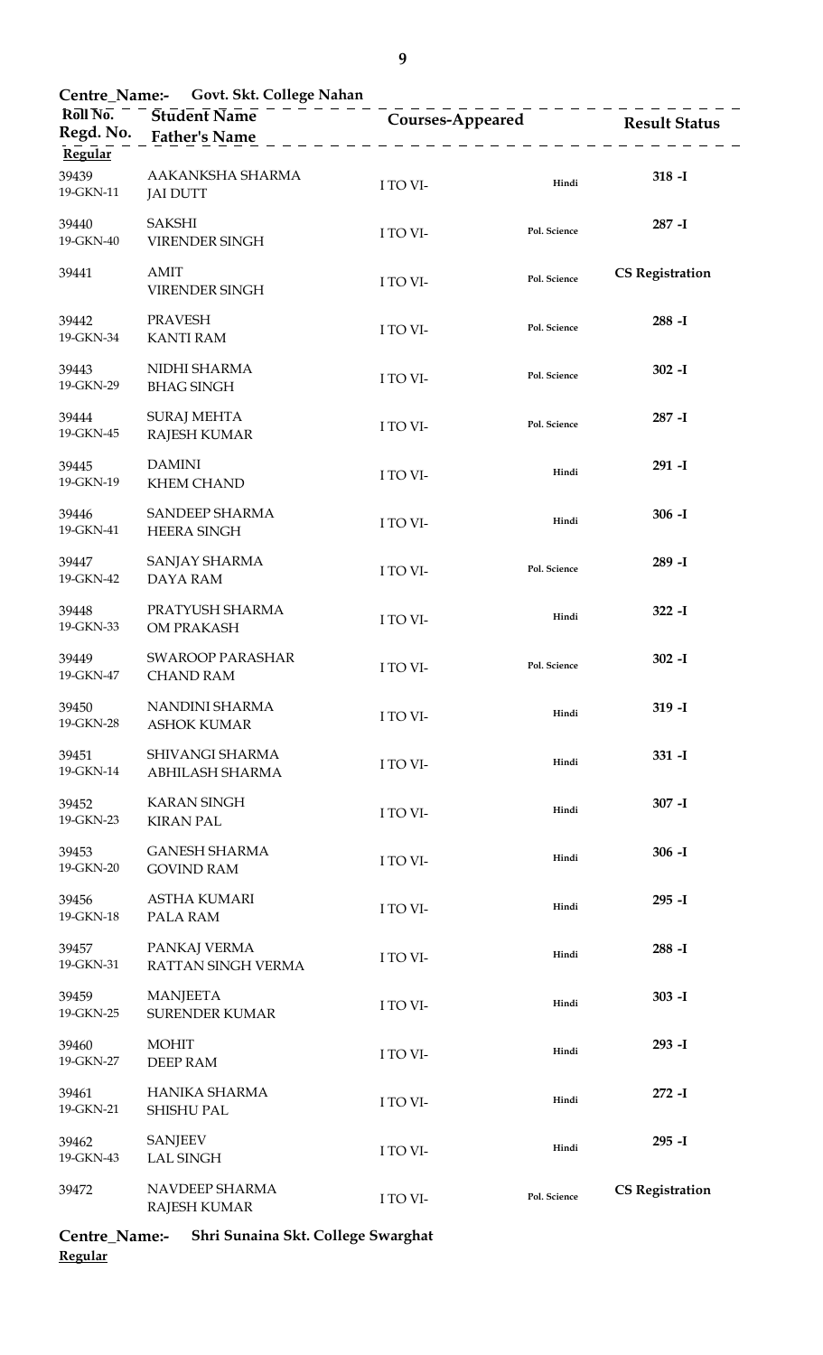**Centre_Name:- Govt. Skt. College Nahan**

| Roll No. / Regd. No. | Student Name / Father's Name | Courses-Appeared | | Result Status |
|---|---|---|---|---|
| **Regular** | | | | |
| 39439<br>19-GKN-11 | AAKANKSHA SHARMA<br>JAI DUTT | I TO VI- | Hindi | 318 -I |
| 39440<br>19-GKN-40 | SAKSHI<br>VIRENDER SINGH | I TO VI- | Pol. Science | 287 -I |
| 39441 | AMIT<br>VIRENDER SINGH | I TO VI- | Pol. Science | CS Registration |
| 39442<br>19-GKN-34 | PRAVESH<br>KANTI RAM | I TO VI- | Pol. Science | 288 -I |
| 39443<br>19-GKN-29 | NIDHI SHARMA<br>BHAG SINGH | I TO VI- | Pol. Science | 302 -I |
| 39444<br>19-GKN-45 | SURAJ MEHTA<br>RAJESH KUMAR | I TO VI- | Pol. Science | 287 -I |
| 39445<br>19-GKN-19 | DAMINI<br>KHEM CHAND | I TO VI- | Hindi | 291 -I |
| 39446<br>19-GKN-41 | SANDEEP SHARMA<br>HEERA SINGH | I TO VI- | Hindi | 306 -I |
| 39447<br>19-GKN-42 | SANJAY SHARMA<br>DAYA RAM | I TO VI- | Pol. Science | 289 -I |
| 39448<br>19-GKN-33 | PRATYUSH SHARMA<br>OM PRAKASH | I TO VI- | Hindi | 322 -I |
| 39449<br>19-GKN-47 | SWAROOP PARASHAR<br>CHAND RAM | I TO VI- | Pol. Science | 302 -I |
| 39450<br>19-GKN-28 | NANDINI SHARMA<br>ASHOK KUMAR | I TO VI- | Hindi | 319 -I |
| 39451<br>19-GKN-14 | SHIVANGI SHARMA<br>ABHILASH SHARMA | I TO VI- | Hindi | 331 -I |
| 39452<br>19-GKN-23 | KARAN SINGH<br>KIRAN PAL | I TO VI- | Hindi | 307 -I |
| 39453<br>19-GKN-20 | GANESH SHARMA<br>GOVIND RAM | I TO VI- | Hindi | 306 -I |
| 39456<br>19-GKN-18 | ASTHA KUMARI<br>PALA RAM | I TO VI- | Hindi | 295 -I |
| 39457<br>19-GKN-31 | PANKAJ VERMA<br>RATTAN SINGH VERMA | I TO VI- | Hindi | 288 -I |
| 39459<br>19-GKN-25 | MANJEETA<br>SURENDER KUMAR | I TO VI- | Hindi | 303 -I |
| 39460<br>19-GKN-27 | MOHIT<br>DEEP RAM | I TO VI- | Hindi | 293 -I |
| 39461<br>19-GKN-21 | HANIKA SHARMA<br>SHISHU PAL | I TO VI- | Hindi | 272 -I |
| 39462<br>19-GKN-43 | SANJEEV<br>LAL SINGH | I TO VI- | Hindi | 295 -I |
| 39472 | NAVDEEP SHARMA<br>RAJESH KUMAR | I TO VI- | Pol. Science | CS Registration |

**Centre_Name:- Shri Sunaina Skt. College Swarghat**

**Regular**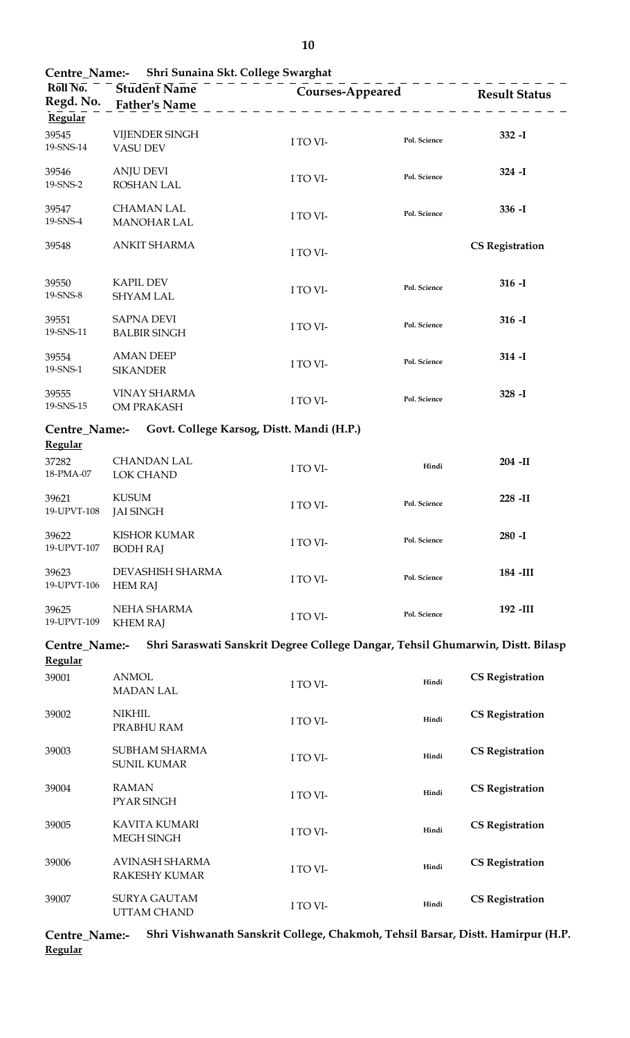**Centre_Name:-** Shri Sunaina Skt. College Swarghat

| Roll No. / Regd. No. | Student Name / Father's Name | Courses-Appeared | | Result Status |
|---|---|---|---|---|
| **Regular** | | | | |
| 39545 / 19-SNS-14 | VIJENDER SINGH / VASU DEV | I TO VI- | Pol. Science | **332 -I** |
| 39546 / 19-SNS-2 | ANJU DEVI / ROSHAN LAL | I TO VI- | Pol. Science | **324 -I** |
| 39547 / 19-SNS-4 | CHAMAN LAL / MANOHAR LAL | I TO VI- | Pol. Science | **336 -I** |
| 39548 | ANKIT SHARMA | I TO VI- | | **CS Registration** |
| 39550 / 19-SNS-8 | KAPIL DEV / SHYAM LAL | I TO VI- | Pol. Science | **316 -I** |
| 39551 / 19-SNS-11 | SAPNA DEVI / BALBIR SINGH | I TO VI- | Pol. Science | **316 -I** |
| 39554 / 19-SNS-1 | AMAN DEEP / SIKANDER | I TO VI- | Pol. Science | **314 -I** |
| 39555 / 19-SNS-15 | VINAY SHARMA / OM PRAKASH | I TO VI- | Pol. Science | **328 -I** |

**Centre_Name:-** Govt. College Karsog, Distt. Mandi (H.P.)

| Roll No. / Regd. No. | Student Name / Father's Name | Courses-Appeared | | Result Status |
|---|---|---|---|---|
| **Regular** | | | | |
| 37282 / 18-PMA-07 | CHANDAN LAL / LOK CHAND | I TO VI- | Hindi | **204 -II** |
| 39621 / 19-UPVT-108 | KUSUM / JAI SINGH | I TO VI- | Pol. Science | **228 -II** |
| 39622 / 19-UPVT-107 | KISHOR KUMAR / BODH RAJ | I TO VI- | Pol. Science | **280 -I** |
| 39623 / 19-UPVT-106 | DEVASHISH SHARMA / HEM RAJ | I TO VI- | Pol. Science | **184 -III** |
| 39625 / 19-UPVT-109 | NEHA SHARMA / KHEM RAJ | I TO VI- | Pol. Science | **192 -III** |

**Centre_Name:-** Shri Saraswati Sanskrit Degree College Dangar, Tehsil Ghumarwin, Distt. Bilasp

| Roll No. / Regd. No. | Student Name / Father's Name | Courses-Appeared | | Result Status |
|---|---|---|---|---|
| **Regular** | | | | |
| 39001 | ANMOL / MADAN LAL | I TO VI- | Hindi | **CS Registration** |
| 39002 | NIKHIL / PRABHU RAM | I TO VI- | Hindi | **CS Registration** |
| 39003 | SUBHAM SHARMA / SUNIL KUMAR | I TO VI- | Hindi | **CS Registration** |
| 39004 | RAMAN / PYAR SINGH | I TO VI- | Hindi | **CS Registration** |
| 39005 | KAVITA KUMARI / MEGH SINGH | I TO VI- | Hindi | **CS Registration** |
| 39006 | AVINASH SHARMA / RAKESHY KUMAR | I TO VI- | Hindi | **CS Registration** |
| 39007 | SURYA GAUTAM / UTTAM CHAND | I TO VI- | Hindi | **CS Registration** |

**Centre_Name:-** Shri Vishwanath Sanskrit College, Chakmoh, Tehsil Barsar, Distt. Hamirpur (H.P.

**Regular**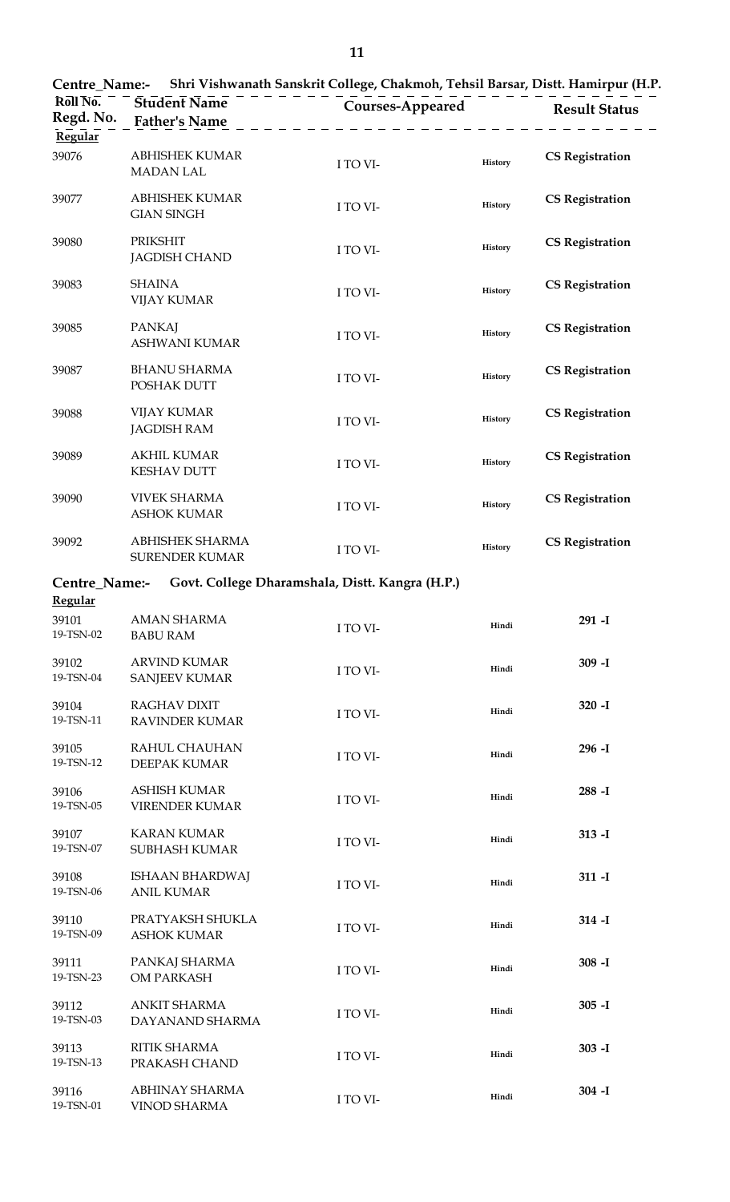**Centre_Name:-** Shri Vishwanath Sanskrit College, Chakmoh, Tehsil Barsar, Distt. Hamirpur (H.P.

| Roll No. / Regd. No. | Student Name / Father's Name | Courses-Appeared | | Result Status |
|---|---|---|---|---|
| **Regular** | | | | |
| 39076 | ABHISHEK KUMAR<br>MADAN LAL | I TO VI- | History | CS Registration |
| 39077 | ABHISHEK KUMAR<br>GIAN SINGH | I TO VI- | History | CS Registration |
| 39080 | PRIKSHIT<br>JAGDISH CHAND | I TO VI- | History | CS Registration |
| 39083 | SHAINA<br>VIJAY KUMAR | I TO VI- | History | CS Registration |
| 39085 | PANKAJ<br>ASHWANI KUMAR | I TO VI- | History | CS Registration |
| 39087 | BHANU SHARMA<br>POSHAK DUTT | I TO VI- | History | CS Registration |
| 39088 | VIJAY KUMAR<br>JAGDISH RAM | I TO VI- | History | CS Registration |
| 39089 | AKHIL KUMAR<br>KESHAV DUTT | I TO VI- | History | CS Registration |
| 39090 | VIVEK SHARMA<br>ASHOK KUMAR | I TO VI- | History | CS Registration |
| 39092 | ABHISHEK SHARMA<br>SURENDER KUMAR | I TO VI- | History | CS Registration |

**Centre_Name:-** Govt. College Dharamshala, Distt. Kangra (H.P.)

| Roll No. / Regd. No. | Student Name / Father's Name | Courses-Appeared | | Result Status |
|---|---|---|---|---|
| **Regular** | | | | |
| 39101<br>19-TSN-02 | AMAN SHARMA<br>BABU RAM | I TO VI- | Hindi | 291 -I |
| 39102<br>19-TSN-04 | ARVIND KUMAR<br>SANJEEV KUMAR | I TO VI- | Hindi | 309 -I |
| 39104<br>19-TSN-11 | RAGHAV DIXIT<br>RAVINDER KUMAR | I TO VI- | Hindi | 320 -I |
| 39105<br>19-TSN-12 | RAHUL CHAUHAN<br>DEEPAK KUMAR | I TO VI- | Hindi | 296 -I |
| 39106<br>19-TSN-05 | ASHISH KUMAR<br>VIRENDER KUMAR | I TO VI- | Hindi | 288 -I |
| 39107<br>19-TSN-07 | KARAN KUMAR<br>SUBHASH KUMAR | I TO VI- | Hindi | 313 -I |
| 39108<br>19-TSN-06 | ISHAAN BHARDWAJ<br>ANIL KUMAR | I TO VI- | Hindi | 311 -I |
| 39110<br>19-TSN-09 | PRATYAKSH SHUKLA<br>ASHOK KUMAR | I TO VI- | Hindi | 314 -I |
| 39111<br>19-TSN-23 | PANKAJ SHARMA<br>OM PARKASH | I TO VI- | Hindi | 308 -I |
| 39112<br>19-TSN-03 | ANKIT SHARMA<br>DAYANAND SHARMA | I TO VI- | Hindi | 305 -I |
| 39113<br>19-TSN-13 | RITIK SHARMA<br>PRAKASH CHAND | I TO VI- | Hindi | 303 -I |
| 39116<br>19-TSN-01 | ABHINAY SHARMA<br>VINOD SHARMA | I TO VI- | Hindi | 304 -I |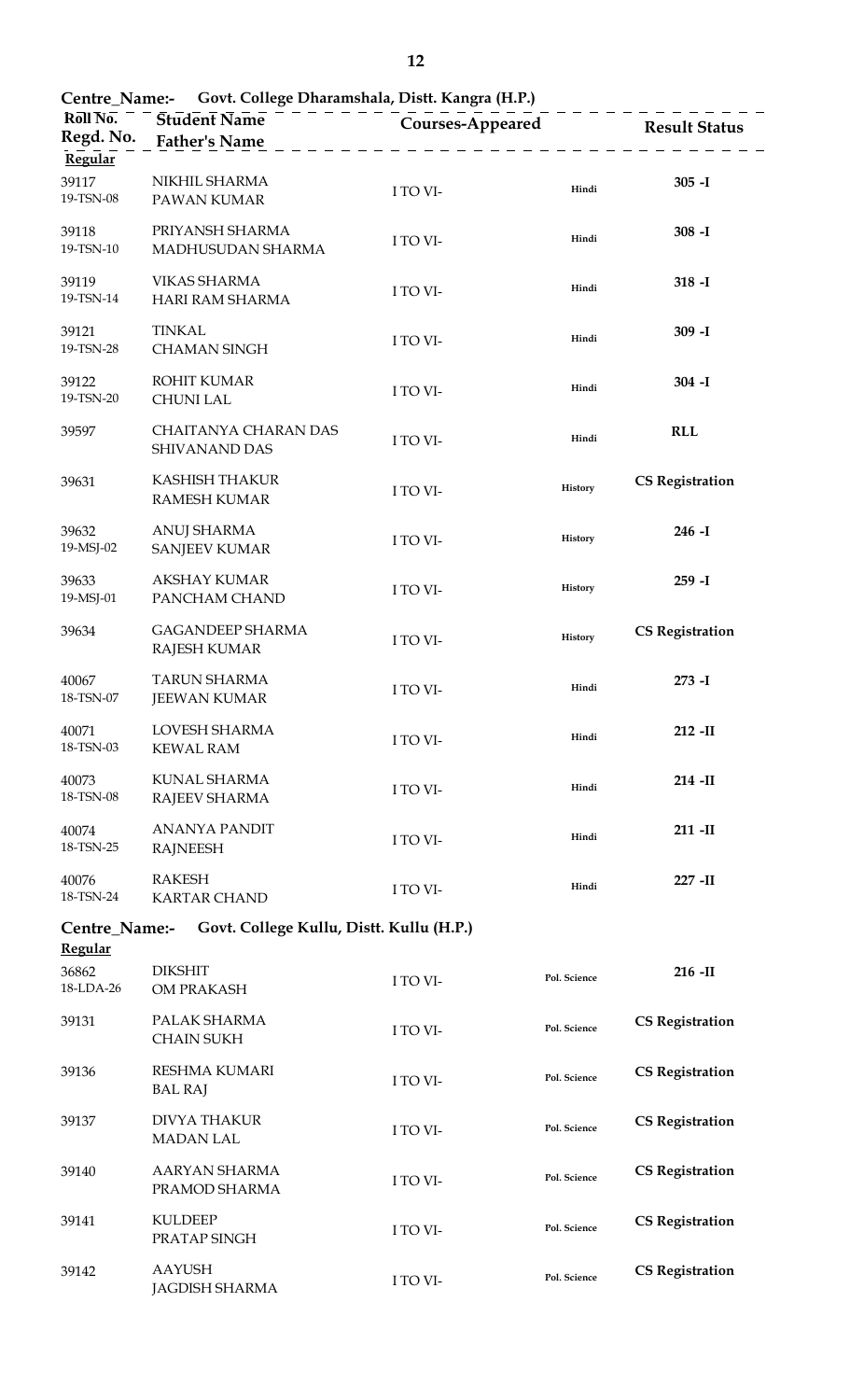**Centre_Name:-** **Govt. College Dharamshala, Distt. Kangra (H.P.)**

| Roll No. / Regd. No. | Student Name / Father's Name | Courses-Appeared | | Result Status |
|---|---|---|---|---|
| **Regular** | | | | |
| 39117 19-TSN-08 | NIKHIL SHARMA PAWAN KUMAR | I TO VI- | Hindi | **305 -I** |
| 39118 19-TSN-10 | PRIYANSH SHARMA MADHUSUDAN SHARMA | I TO VI- | Hindi | **308 -I** |
| 39119 19-TSN-14 | VIKAS SHARMA HARI RAM SHARMA | I TO VI- | Hindi | **318 -I** |
| 39121 19-TSN-28 | TINKAL CHAMAN SINGH | I TO VI- | Hindi | **309 -I** |
| 39122 19-TSN-20 | ROHIT KUMAR CHUNI LAL | I TO VI- | Hindi | **304 -I** |
| 39597 | CHAITANYA CHARAN DAS SHIVANAND DAS | I TO VI- | Hindi | **RLL** |
| 39631 | KASHISH THAKUR RAMESH KUMAR | I TO VI- | History | **CS Registration** |
| 39632 19-MSJ-02 | ANUJ SHARMA SANJEEV KUMAR | I TO VI- | History | **246 -I** |
| 39633 19-MSJ-01 | AKSHAY KUMAR PANCHAM CHAND | I TO VI- | History | **259 -I** |
| 39634 | GAGANDEEP SHARMA RAJESH KUMAR | I TO VI- | History | **CS Registration** |
| 40067 18-TSN-07 | TARUN SHARMA JEEWAN KUMAR | I TO VI- | Hindi | **273 -I** |
| 40071 18-TSN-03 | LOVESH SHARMA KEWAL RAM | I TO VI- | Hindi | **212 -II** |
| 40073 18-TSN-08 | KUNAL SHARMA RAJEEV SHARMA | I TO VI- | Hindi | **214 -II** |
| 40074 18-TSN-25 | ANANYA PANDIT RAJNEESH | I TO VI- | Hindi | **211 -II** |
| 40076 18-TSN-24 | RAKESH KARTAR CHAND | I TO VI- | Hindi | **227 -II** |

**Centre_Name:-** **Govt. College Kullu, Distt. Kullu (H.P.)**

| Roll No. / Regd. No. | Student Name / Father's Name | Courses-Appeared | | Result Status |
|---|---|---|---|---|
| **Regular** | | | | |
| 36862 18-LDA-26 | DIKSHIT OM PRAKASH | I TO VI- | Pol. Science | **216 -II** |
| 39131 | PALAK SHARMA CHAIN SUKH | I TO VI- | Pol. Science | **CS Registration** |
| 39136 | RESHMA KUMARI BAL RAJ | I TO VI- | Pol. Science | **CS Registration** |
| 39137 | DIVYA THAKUR MADAN LAL | I TO VI- | Pol. Science | **CS Registration** |
| 39140 | AARYAN SHARMA PRAMOD SHARMA | I TO VI- | Pol. Science | **CS Registration** |
| 39141 | KULDEEP PRATAP SINGH | I TO VI- | Pol. Science | **CS Registration** |
| 39142 | AAYUSH JAGDISH SHARMA | I TO VI- | Pol. Science | **CS Registration** |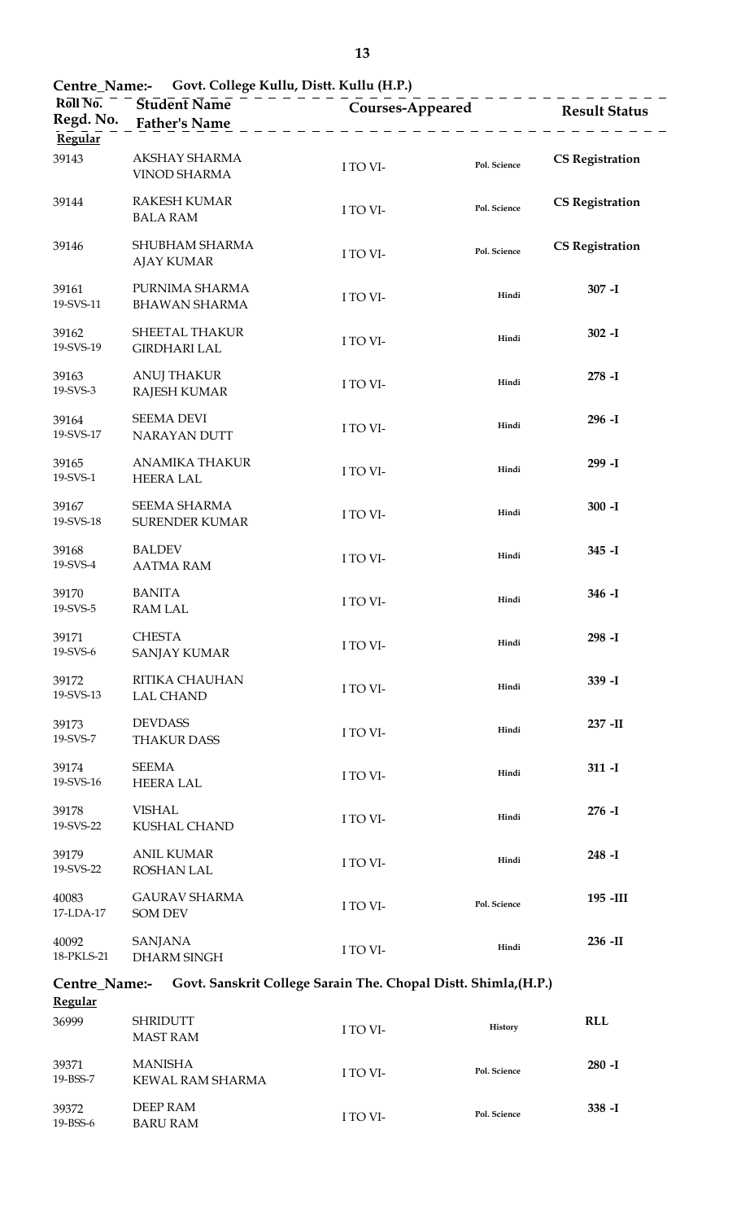**Centre_Name:- Govt. College Kullu, Distt. Kullu (H.P.)**

| Roll No. / Regd. No. | Student Name / Father's Name | Courses-Appeared | | Result Status |
|---|---|---|---|---|
| **Regular** | | | | |
| 39143 | AKSHAY SHARMA / VINOD SHARMA | I TO VI- | Pol. Science | **CS Registration** |
| 39144 | RAKESH KUMAR / BALA RAM | I TO VI- | Pol. Science | **CS Registration** |
| 39146 | SHUBHAM SHARMA / AJAY KUMAR | I TO VI- | Pol. Science | **CS Registration** |
| 39161 / 19-SVS-11 | PURNIMA SHARMA / BHAWAN SHARMA | I TO VI- | Hindi | **307 -I** |
| 39162 / 19-SVS-19 | SHEETAL THAKUR / GIRDHARI LAL | I TO VI- | Hindi | **302 -I** |
| 39163 / 19-SVS-3 | ANUJ THAKUR / RAJESH KUMAR | I TO VI- | Hindi | **278 -I** |
| 39164 / 19-SVS-17 | SEEMA DEVI / NARAYAN DUTT | I TO VI- | Hindi | **296 -I** |
| 39165 / 19-SVS-1 | ANAMIKA THAKUR / HEERA LAL | I TO VI- | Hindi | **299 -I** |
| 39167 / 19-SVS-18 | SEEMA SHARMA / SURENDER KUMAR | I TO VI- | Hindi | **300 -I** |
| 39168 / 19-SVS-4 | BALDEV / AATMA RAM | I TO VI- | Hindi | **345 -I** |
| 39170 / 19-SVS-5 | BANITA / RAM LAL | I TO VI- | Hindi | **346 -I** |
| 39171 / 19-SVS-6 | CHESTA / SANJAY KUMAR | I TO VI- | Hindi | **298 -I** |
| 39172 / 19-SVS-13 | RITIKA CHAUHAN / LAL CHAND | I TO VI- | Hindi | **339 -I** |
| 39173 / 19-SVS-7 | DEVDASS / THAKUR DASS | I TO VI- | Hindi | **237 -II** |
| 39174 / 19-SVS-16 | SEEMA / HEERA LAL | I TO VI- | Hindi | **311 -I** |
| 39178 / 19-SVS-22 | VISHAL / KUSHAL CHAND | I TO VI- | Hindi | **276 -I** |
| 39179 / 19-SVS-22 | ANIL KUMAR / ROSHAN LAL | I TO VI- | Hindi | **248 -I** |
| 40083 / 17-LDA-17 | GAURAV SHARMA / SOM DEV | I TO VI- | Pol. Science | **195 -III** |
| 40092 / 18-PKLS-21 | SANJANA / DHARM SINGH | I TO VI- | Hindi | **236 -II** |

**Centre_Name:- Govt. Sanskrit College Sarain The. Chopal Distt. Shimla,(H.P.)**

| Roll No. / Regd. No. | Student Name / Father's Name | Courses-Appeared | | Result Status |
|---|---|---|---|---|
| **Regular** | | | | |
| 36999 | SHRIDUTT / MAST RAM | I TO VI- | History | **RLL** |
| 39371 / 19-BSS-7 | MANISHA / KEWAL RAM SHARMA | I TO VI- | Pol. Science | **280 -I** |
| 39372 / 19-BSS-6 | DEEP RAM / BARU RAM | I TO VI- | Pol. Science | **338 -I** |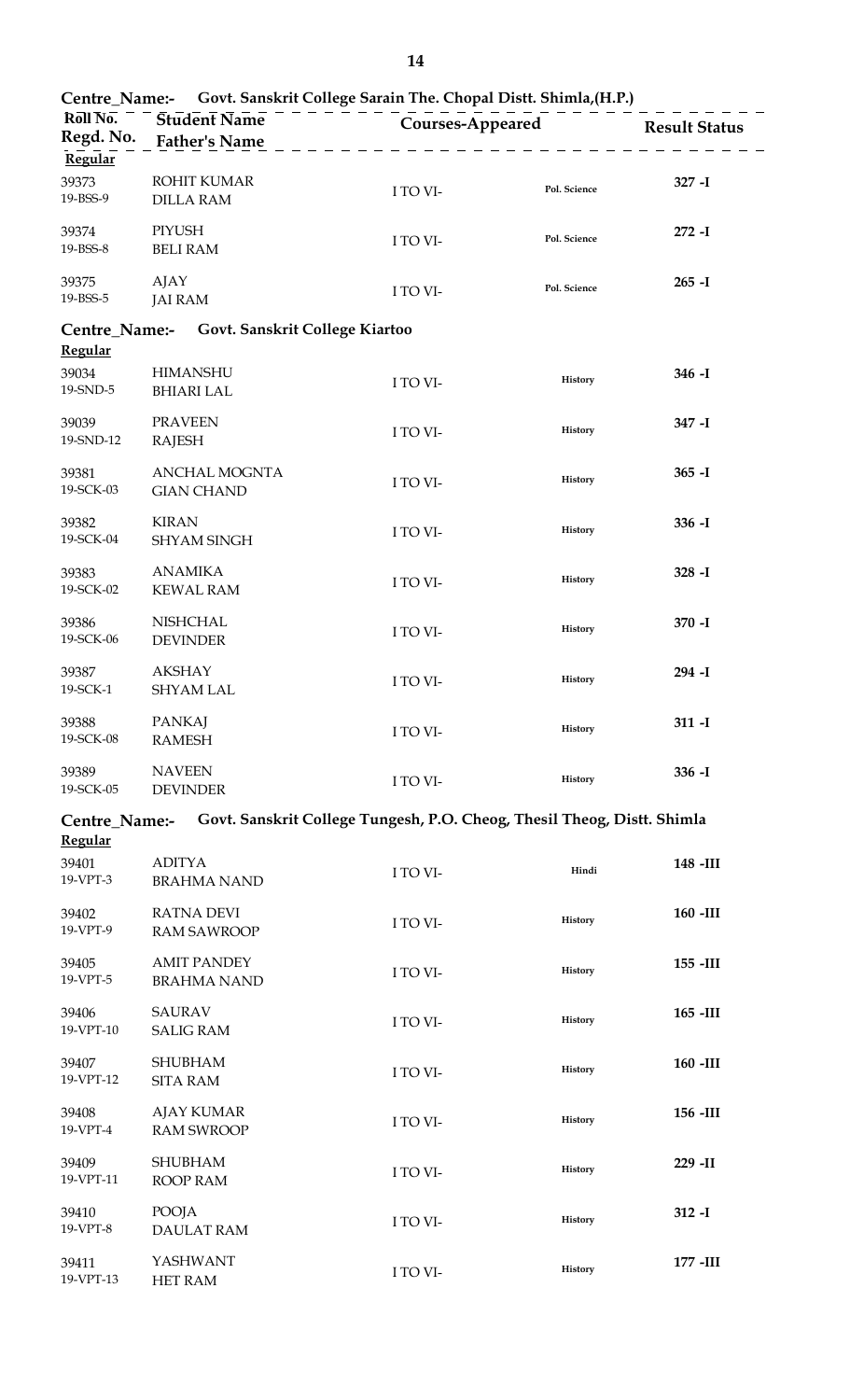**Centre_Name:- Govt. Sanskrit College Sarain The. Chopal Distt. Shimla,(H.P.)**

| Roll No. / Regd. No. | Student Name / Father's Name | Courses-Appeared | | Result Status |
|---|---|---|---|---|
| **Regular** | | | | |
| 39373 / 19-BSS-9 | ROHIT KUMAR / DILLA RAM | I TO VI- | Pol. Science | **327 -I** |
| 39374 / 19-BSS-8 | PIYUSH / BELI RAM | I TO VI- | Pol. Science | **272 -I** |
| 39375 / 19-BSS-5 | AJAY / JAI RAM | I TO VI- | Pol. Science | **265 -I** |

**Centre_Name:- Govt. Sanskrit College Kiartoo**

| Roll No. / Regd. No. | Student Name / Father's Name | Courses-Appeared | | Result Status |
|---|---|---|---|---|
| **Regular** | | | | |
| 39034 / 19-SND-5 | HIMANSHU / BHIARI LAL | I TO VI- | History | **346 -I** |
| 39039 / 19-SND-12 | PRAVEEN / RAJESH | I TO VI- | History | **347 -I** |
| 39381 / 19-SCK-03 | ANCHAL MOGNTA / GIAN CHAND | I TO VI- | History | **365 -I** |
| 39382 / 19-SCK-04 | KIRAN / SHYAM SINGH | I TO VI- | History | **336 -I** |
| 39383 / 19-SCK-02 | ANAMIKA / KEWAL RAM | I TO VI- | History | **328 -I** |
| 39386 / 19-SCK-06 | NISHCHAL / DEVINDER | I TO VI- | History | **370 -I** |
| 39387 / 19-SCK-1 | AKSHAY / SHYAM LAL | I TO VI- | History | **294 -I** |
| 39388 / 19-SCK-08 | PANKAJ / RAMESH | I TO VI- | History | **311 -I** |
| 39389 / 19-SCK-05 | NAVEEN / DEVINDER | I TO VI- | History | **336 -I** |

**Centre_Name:- Govt. Sanskrit College Tungesh, P.O. Cheog, Thesil Theog, Distt. Shimla**

| Roll No. / Regd. No. | Student Name / Father's Name | Courses-Appeared | | Result Status |
|---|---|---|---|---|
| **Regular** | | | | |
| 39401 / 19-VPT-3 | ADITYA / BRAHMA NAND | I TO VI- | Hindi | **148 -III** |
| 39402 / 19-VPT-9 | RATNA DEVI / RAM SAWROOP | I TO VI- | History | **160 -III** |
| 39405 / 19-VPT-5 | AMIT PANDEY / BRAHMA NAND | I TO VI- | History | **155 -III** |
| 39406 / 19-VPT-10 | SAURAV / SALIG RAM | I TO VI- | History | **165 -III** |
| 39407 / 19-VPT-12 | SHUBHAM / SITA RAM | I TO VI- | History | **160 -III** |
| 39408 / 19-VPT-4 | AJAY KUMAR / RAM SWROOP | I TO VI- | History | **156 -III** |
| 39409 / 19-VPT-11 | SHUBHAM / ROOP RAM | I TO VI- | History | **229 -II** |
| 39410 / 19-VPT-8 | POOJA / DAULAT RAM | I TO VI- | History | **312 -I** |
| 39411 / 19-VPT-13 | YASHWANT / HET RAM | I TO VI- | History | **177 -III** |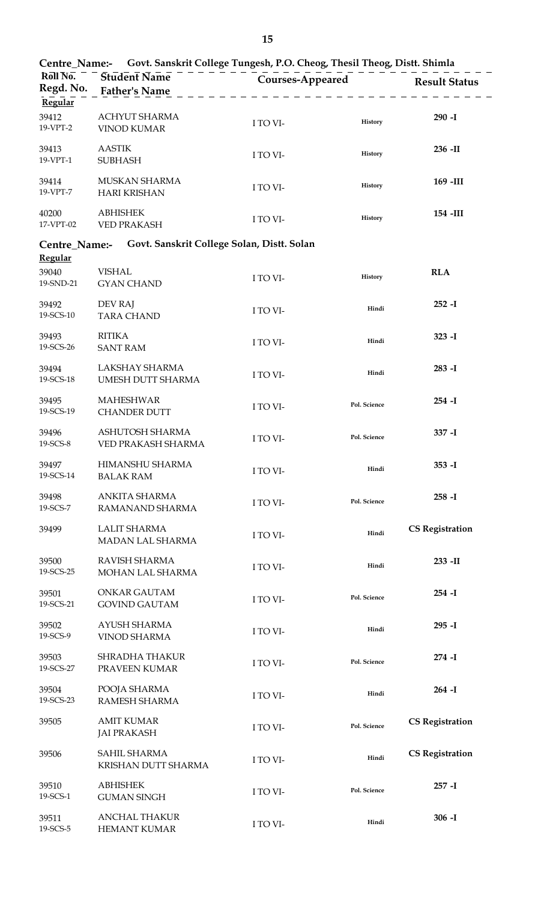**Centre_Name:- Govt. Sanskrit College Tungesh, P.O. Cheog, Thesil Theog, Distt. Shimla**

| Roll No. / Regd. No. | Student Name / Father's Name | Courses-Appeared | | Result Status |
|---|---|---|---|---|
| **Regular** | | | | |
| 39412 / 19-VPT-2 | ACHYUT SHARMA / VINOD KUMAR | I TO VI- | History | **290 -I** |
| 39413 / 19-VPT-1 | AASTIK / SUBHASH | I TO VI- | History | **236 -II** |
| 39414 / 19-VPT-7 | MUSKAN SHARMA / HARI KRISHAN | I TO VI- | History | **169 -III** |
| 40200 / 17-VPT-02 | ABHISHEK / VED PRAKASH | I TO VI- | History | **154 -III** |

**Centre_Name:- Govt. Sanskrit College Solan, Distt. Solan**

| Roll No. / Regd. No. | Student Name / Father's Name | Courses-Appeared | | Result Status |
|---|---|---|---|---|
| **Regular** | | | | |
| 39040 / 19-SND-21 | VISHAL / GYAN CHAND | I TO VI- | History | **RLA** |
| 39492 / 19-SCS-10 | DEV RAJ / TARA CHAND | I TO VI- | Hindi | **252 -I** |
| 39493 / 19-SCS-26 | RITIKA / SANT RAM | I TO VI- | Hindi | **323 -I** |
| 39494 / 19-SCS-18 | LAKSHAY SHARMA / UMESH DUTT SHARMA | I TO VI- | Hindi | **283 -I** |
| 39495 / 19-SCS-19 | MAHESHWAR / CHANDER DUTT | I TO VI- | Pol. Science | **254 -I** |
| 39496 / 19-SCS-8 | ASHUTOSH SHARMA / VED PRAKASH SHARMA | I TO VI- | Pol. Science | **337 -I** |
| 39497 / 19-SCS-14 | HIMANSHU SHARMA / BALAK RAM | I TO VI- | Hindi | **353 -I** |
| 39498 / 19-SCS-7 | ANKITA SHARMA / RAMANAND SHARMA | I TO VI- | Pol. Science | **258 -I** |
| 39499 | LALIT SHARMA / MADAN LAL SHARMA | I TO VI- | Hindi | **CS Registration** |
| 39500 / 19-SCS-25 | RAVISH SHARMA / MOHAN LAL SHARMA | I TO VI- | Hindi | **233 -II** |
| 39501 / 19-SCS-21 | ONKAR GAUTAM / GOVIND GAUTAM | I TO VI- | Pol. Science | **254 -I** |
| 39502 / 19-SCS-9 | AYUSH SHARMA / VINOD SHARMA | I TO VI- | Hindi | **295 -I** |
| 39503 / 19-SCS-27 | SHRADHA THAKUR / PRAVEEN KUMAR | I TO VI- | Pol. Science | **274 -I** |
| 39504 / 19-SCS-23 | POOJA SHARMA / RAMESH SHARMA | I TO VI- | Hindi | **264 -I** |
| 39505 | AMIT KUMAR / JAI PRAKASH | I TO VI- | Pol. Science | **CS Registration** |
| 39506 | SAHIL SHARMA / KRISHAN DUTT SHARMA | I TO VI- | Hindi | **CS Registration** |
| 39510 / 19-SCS-1 | ABHISHEK / GUMAN SINGH | I TO VI- | Pol. Science | **257 -I** |
| 39511 / 19-SCS-5 | ANCHAL THAKUR / HEMANT KUMAR | I TO VI- | Hindi | **306 -I** |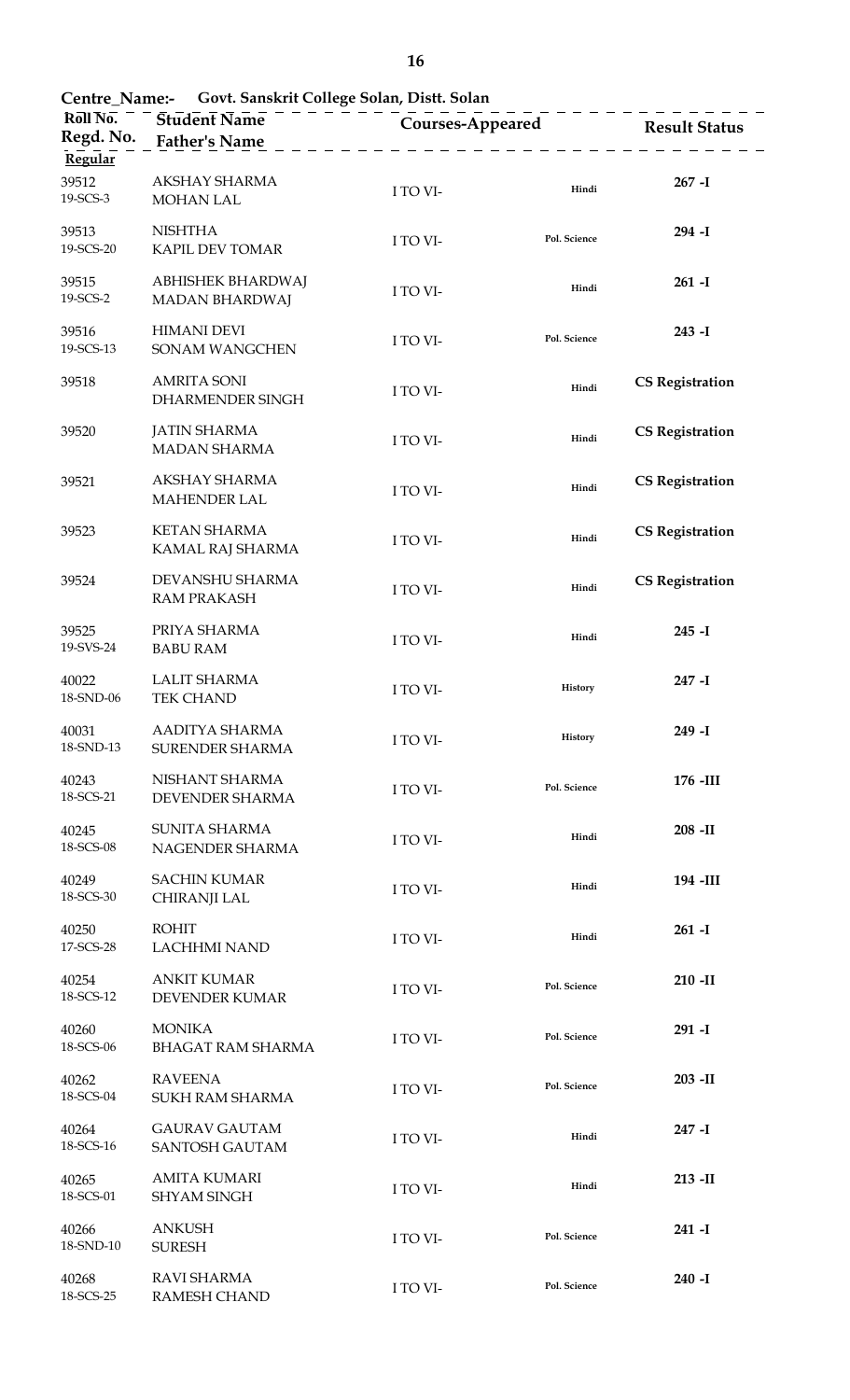**Centre_Name:- Govt. Sanskrit College Solan, Distt. Solan**

| Roll No. / Regd. No. | Student Name / Father's Name | Courses-Appeared | | Result Status |
|---|---|---|---|---|
| **Regular** | | | | |
| 39512 19-SCS-3 | AKSHAY SHARMA MOHAN LAL | I TO VI- | Hindi | 267 -I |
| 39513 19-SCS-20 | NISHTHA KAPIL DEV TOMAR | I TO VI- | Pol. Science | 294 -I |
| 39515 19-SCS-2 | ABHISHEK BHARDWAJ MADAN BHARDWAJ | I TO VI- | Hindi | 261 -I |
| 39516 19-SCS-13 | HIMANI DEVI SONAM WANGCHEN | I TO VI- | Pol. Science | 243 -I |
| 39518 | AMRITA SONI DHARMENDER SINGH | I TO VI- | Hindi | CS Registration |
| 39520 | JATIN SHARMA MADAN SHARMA | I TO VI- | Hindi | CS Registration |
| 39521 | AKSHAY SHARMA MAHENDER LAL | I TO VI- | Hindi | CS Registration |
| 39523 | KETAN SHARMA KAMAL RAJ SHARMA | I TO VI- | Hindi | CS Registration |
| 39524 | DEVANSHU SHARMA RAM PRAKASH | I TO VI- | Hindi | CS Registration |
| 39525 19-SVS-24 | PRIYA SHARMA BABU RAM | I TO VI- | Hindi | 245 -I |
| 40022 18-SND-06 | LALIT SHARMA TEK CHAND | I TO VI- | History | 247 -I |
| 40031 18-SND-13 | AADITYA SHARMA SURENDER SHARMA | I TO VI- | History | 249 -I |
| 40243 18-SCS-21 | NISHANT SHARMA DEVENDER SHARMA | I TO VI- | Pol. Science | 176 -III |
| 40245 18-SCS-08 | SUNITA SHARMA NAGENDER SHARMA | I TO VI- | Hindi | 208 -II |
| 40249 18-SCS-30 | SACHIN KUMAR CHIRANJI LAL | I TO VI- | Hindi | 194 -III |
| 40250 17-SCS-28 | ROHIT LACHHMI NAND | I TO VI- | Hindi | 261 -I |
| 40254 18-SCS-12 | ANKIT KUMAR DEVENDER KUMAR | I TO VI- | Pol. Science | 210 -II |
| 40260 18-SCS-06 | MONIKA BHAGAT RAM SHARMA | I TO VI- | Pol. Science | 291 -I |
| 40262 18-SCS-04 | RAVEENA SUKH RAM SHARMA | I TO VI- | Pol. Science | 203 -II |
| 40264 18-SCS-16 | GAURAV GAUTAM SANTOSH GAUTAM | I TO VI- | Hindi | 247 -I |
| 40265 18-SCS-01 | AMITA KUMARI SHYAM SINGH | I TO VI- | Hindi | 213 -II |
| 40266 18-SND-10 | ANKUSH SURESH | I TO VI- | Pol. Science | 241 -I |
| 40268 18-SCS-25 | RAVI SHARMA RAMESH CHAND | I TO VI- | Pol. Science | 240 -I |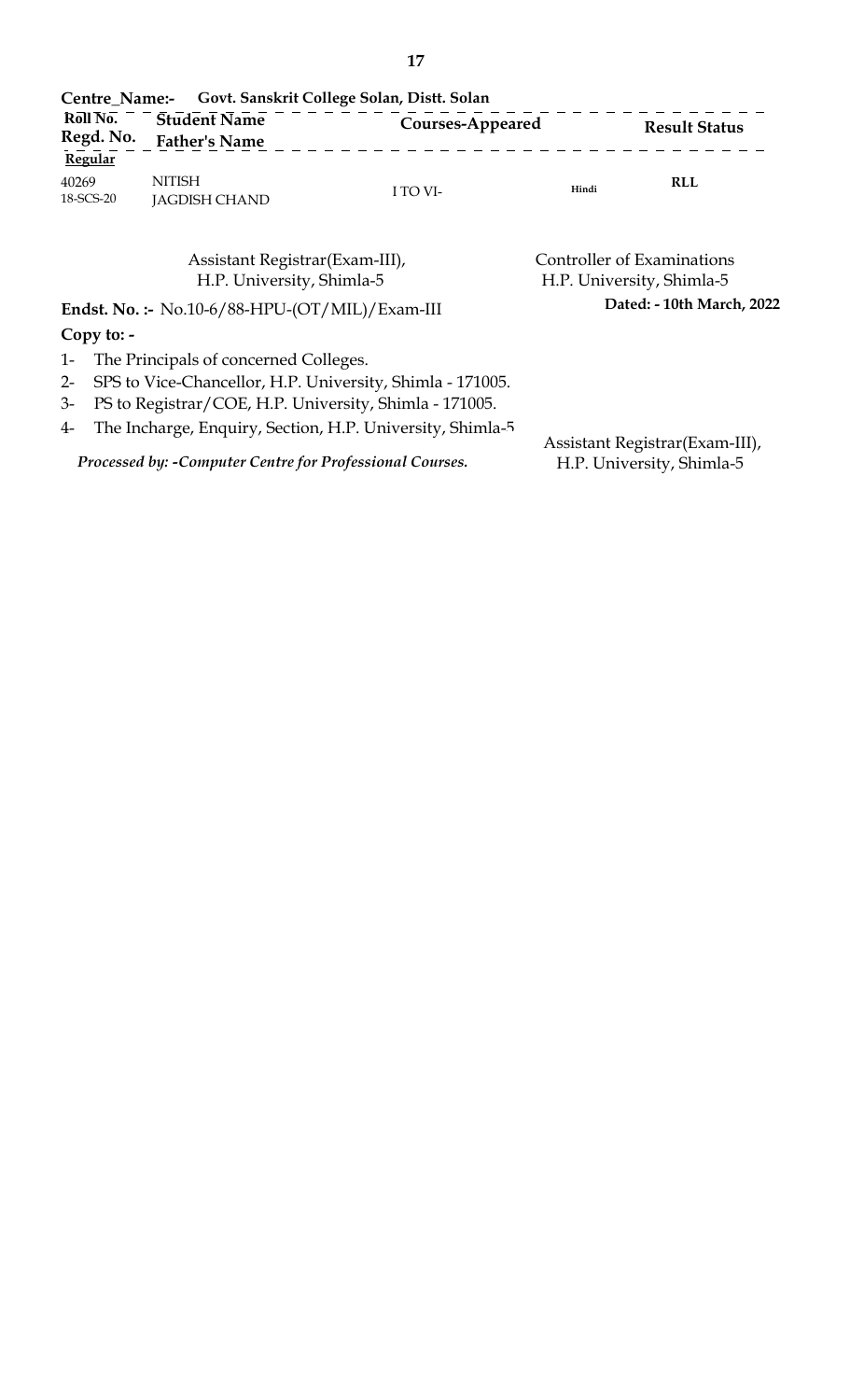**Centre_Name:- Govt. Sanskrit College Solan, Distt. Solan**

| Roll No. / Regd. No. | Student Name / Father's Name | Courses-Appeared | | Result Status |
|---|---|---|---|---|
| **Regular** | | | | |
| 40269 / 18-SCS-20 | NITISH / JAGDISH CHAND | I TO VI- | Hindi | **RLL** |

Assistant Registrar(Exam-III),
H.P. University, Shimla-5

Controller of Examinations
H.P. University, Shimla-5

**Endst. No. :-** No.10-6/88-HPU-(OT/MIL)/Exam-III

**Dated: - 10th March, 2022**

**Copy to: -**

1- The Principals of concerned Colleges.
2- SPS to Vice-Chancellor, H.P. University, Shimla - 171005.
3- PS to Registrar/COE, H.P. University, Shimla - 171005.
4- The Incharge, Enquiry, Section, H.P. University, Shimla-5

Assistant Registrar(Exam-III),
H.P. University, Shimla-5

***Processed by: -Computer Centre for Professional Courses.***